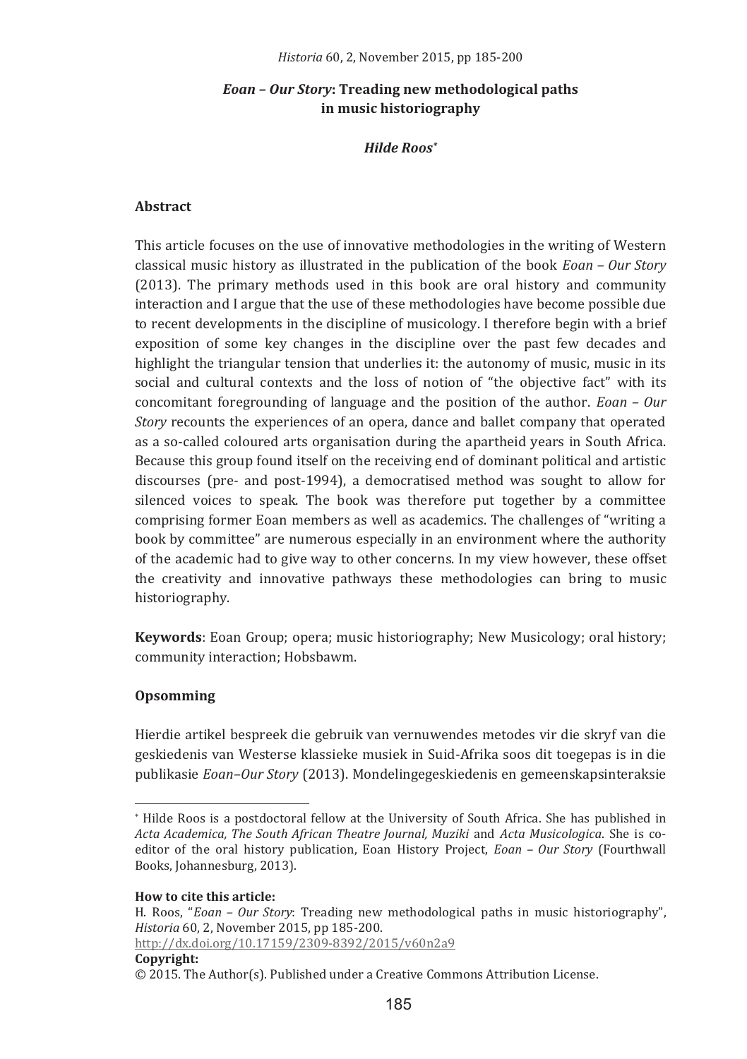# *Eoan – Our Story*: Treading new methodological paths in music historiography

***Hilde Roos**[*]*

## Abstract

This article focuses on the use of innovative methodologies in the writing of Western classical music history as illustrated in the publication of the book *Eoan – Our Story* (2013). The primary methods used in this book are oral history and community interaction and I argue that the use of these methodologies have become possible due to recent developments in the discipline of musicology. I therefore begin with a brief exposition of some key changes in the discipline over the past few decades and highlight the triangular tension that underlies it: the autonomy of music, music in its social and cultural contexts and the loss of notion of "the objective fact" with its concomitant foregrounding of language and the position of the author. *Eoan – Our Story* recounts the experiences of an opera, dance and ballet company that operated as a so-called coloured arts organisation during the apartheid years in South Africa. Because this group found itself on the receiving end of dominant political and artistic discourses (pre- and post-1994), a democratised method was sought to allow for silenced voices to speak. The book was therefore put together by a committee comprising former Eoan members as well as academics. The challenges of "writing a book by committee" are numerous especially in an environment where the authority of the academic had to give way to other concerns. In my view however, these offset the creativity and innovative pathways these methodologies can bring to music historiography.

**Keywords**: Eoan Group; opera; music historiography; New Musicology; oral history; community interaction; Hobsbawm.

## Opsomming

Hierdie artikel bespreek die gebruik van vernuwendes metodes vir die skryf van die geskiedenis van Westerse klassieke musiek in Suid-Afrika soos dit toegepas is in die publikasie *Eoan–Our Story* (2013). Mondelingegeskiedenis en gemeenskapsinteraksie

---

[*] Hilde Roos is a postdoctoral fellow at the University of South Africa. She has published in *Acta Academica, The South African Theatre Journal, Muziki* and *Acta Musicologica*. She is co-editor of the oral history publication, Eoan History Project, *Eoan – Our Story* (Fourthwall Books, Johannesburg, 2013).

**How to cite this article:**
H. Roos, "*Eoan – Our Story*: Treading new methodological paths in music historiography", *Historia* 60, 2, November 2015, pp 185-200.
http://dx.doi.org/10.17159/2309-8392/2015/v60n2a9

**Copyright:**
© 2015. The Author(s). Published under a Creative Commons Attribution License.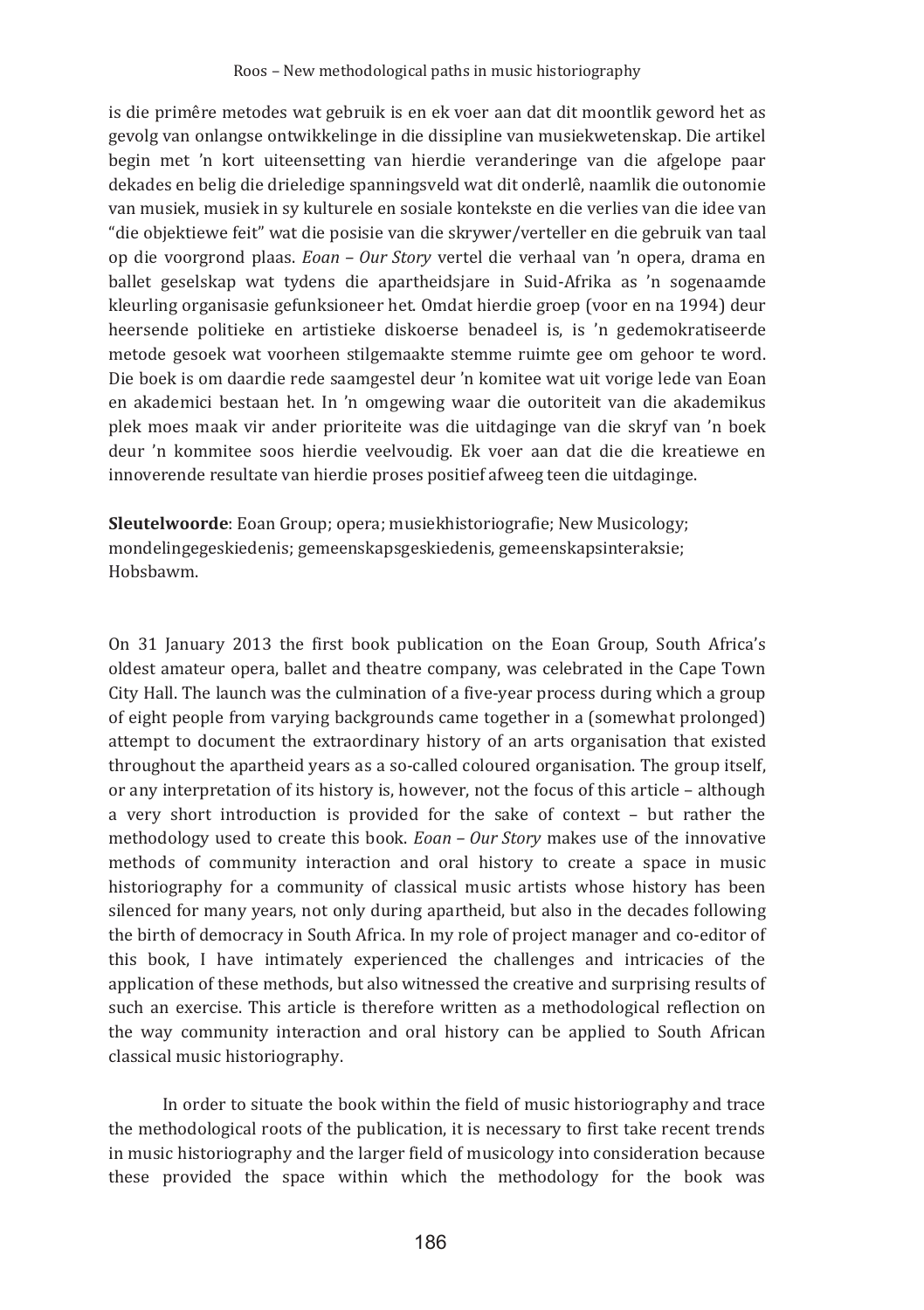is die primêre metodes wat gebruik is en ek voer aan dat dit moontlik geword het as gevolg van onlangse ontwikkelinge in die dissipline van musiekwetenskap. Die artikel begin met 'n kort uiteensetting van hierdie veranderinge van die afgelope paar dekades en belig die drieledige spanningsveld wat dit onderlê, naamlik die outonomie van musiek, musiek in sy kulturele en sosiale kontekste en die verlies van die idee van "die objektiewe feit" wat die posisie van die skrywer/verteller en die gebruik van taal op die voorgrond plaas. *Eoan – Our Story* vertel die verhaal van 'n opera, drama en ballet geselskap wat tydens die apartheidsjare in Suid-Afrika as 'n sogenaamde kleurling organisasie gefunksioneer het. Omdat hierdie groep (voor en na 1994) deur heersende politieke en artistieke diskoerse benadeel is, is 'n gedemokratiseerde metode gesoek wat voorheen stilgemaakte stemme ruimte gee om gehoor te word. Die boek is om daardie rede saamgestel deur 'n komitee wat uit vorige lede van Eoan en akademici bestaan het. In 'n omgewing waar die outoriteit van die akademikus plek moes maak vir ander prioriteite was die uitdaginge van die skryf van 'n boek deur 'n kommitee soos hierdie veelvoudig. Ek voer aan dat die die kreatiewe en innoverende resultate van hierdie proses positief afweeg teen die uitdaginge.

**Sleutelwoorde**: Eoan Group; opera; musiekhistoriografie; New Musicology; mondelingegeskiedenis; gemeenskapsgeskiedenis, gemeenskapsinteraksie; Hobsbawm.

On 31 January 2013 the first book publication on the Eoan Group, South Africa's oldest amateur opera, ballet and theatre company, was celebrated in the Cape Town City Hall. The launch was the culmination of a five-year process during which a group of eight people from varying backgrounds came together in a (somewhat prolonged) attempt to document the extraordinary history of an arts organisation that existed throughout the apartheid years as a so-called coloured organisation. The group itself, or any interpretation of its history is, however, not the focus of this article – although a very short introduction is provided for the sake of context – but rather the methodology used to create this book. *Eoan – Our Story* makes use of the innovative methods of community interaction and oral history to create a space in music historiography for a community of classical music artists whose history has been silenced for many years, not only during apartheid, but also in the decades following the birth of democracy in South Africa. In my role of project manager and co-editor of this book, I have intimately experienced the challenges and intricacies of the application of these methods, but also witnessed the creative and surprising results of such an exercise. This article is therefore written as a methodological reflection on the way community interaction and oral history can be applied to South African classical music historiography.

In order to situate the book within the field of music historiography and trace the methodological roots of the publication, it is necessary to first take recent trends in music historiography and the larger field of musicology into consideration because these provided the space within which the methodology for the book was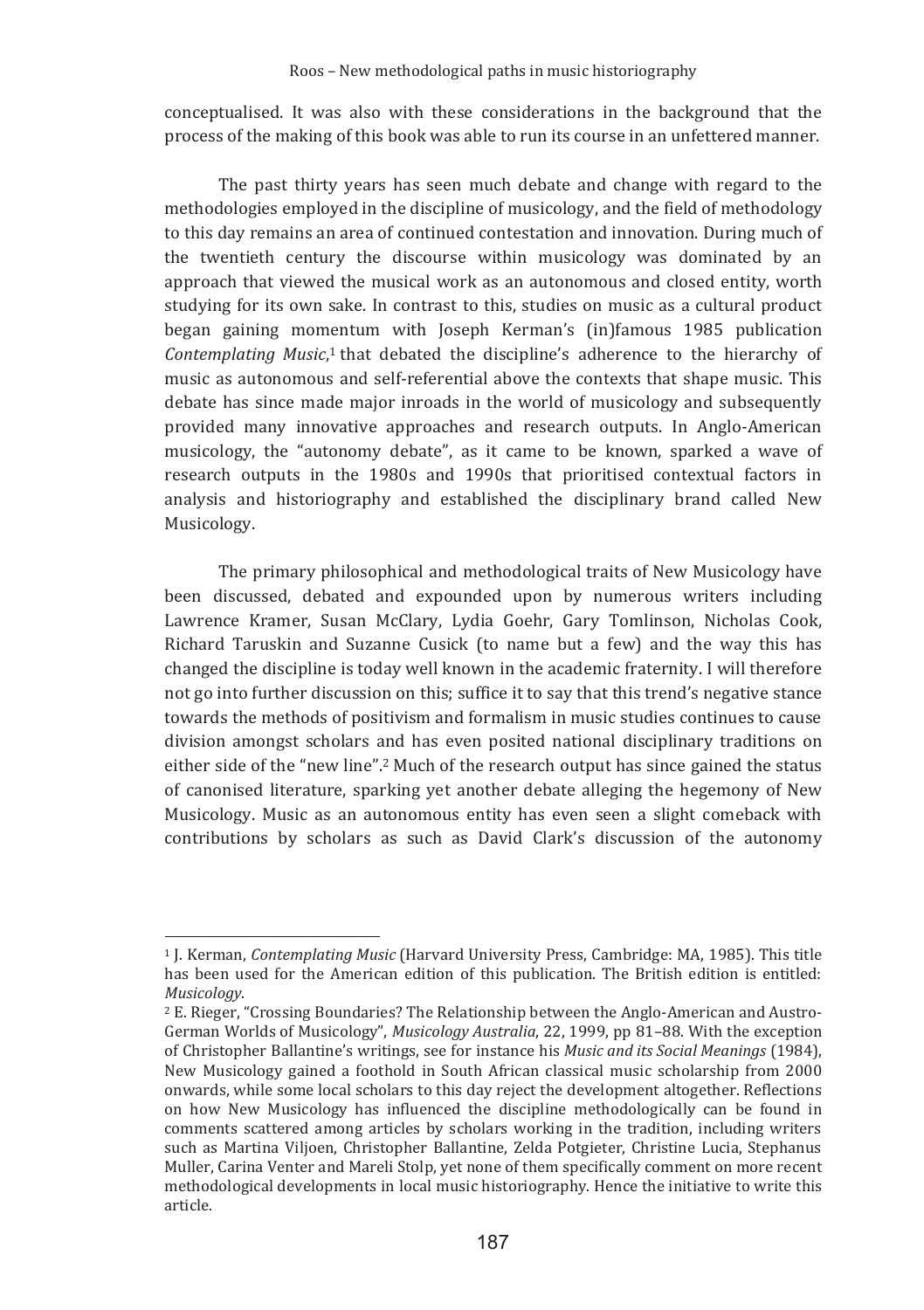conceptualised. It was also with these considerations in the background that the process of the making of this book was able to run its course in an unfettered manner.

The past thirty years has seen much debate and change with regard to the methodologies employed in the discipline of musicology, and the field of methodology to this day remains an area of continued contestation and innovation. During much of the twentieth century the discourse within musicology was dominated by an approach that viewed the musical work as an autonomous and closed entity, worth studying for its own sake. In contrast to this, studies on music as a cultural product began gaining momentum with Joseph Kerman's (in)famous 1985 publication *Contemplating Music*,[1] that debated the discipline's adherence to the hierarchy of music as autonomous and self-referential above the contexts that shape music. This debate has since made major inroads in the world of musicology and subsequently provided many innovative approaches and research outputs. In Anglo-American musicology, the "autonomy debate", as it came to be known, sparked a wave of research outputs in the 1980s and 1990s that prioritised contextual factors in analysis and historiography and established the disciplinary brand called New Musicology.

The primary philosophical and methodological traits of New Musicology have been discussed, debated and expounded upon by numerous writers including Lawrence Kramer, Susan McClary, Lydia Goehr, Gary Tomlinson, Nicholas Cook, Richard Taruskin and Suzanne Cusick (to name but a few) and the way this has changed the discipline is today well known in the academic fraternity. I will therefore not go into further discussion on this; suffice it to say that this trend's negative stance towards the methods of positivism and formalism in music studies continues to cause division amongst scholars and has even posited national disciplinary traditions on either side of the "new line".[2] Much of the research output has since gained the status of canonised literature, sparking yet another debate alleging the hegemony of New Musicology. Music as an autonomous entity has even seen a slight comeback with contributions by scholars as such as David Clark's discussion of the autonomy

---

[1] J. Kerman, *Contemplating Music* (Harvard University Press, Cambridge: MA, 1985). This title has been used for the American edition of this publication. The British edition is entitled: *Musicology*.

[2] E. Rieger, "Crossing Boundaries? The Relationship between the Anglo-American and Austro-German Worlds of Musicology", *Musicology Australia*, 22, 1999, pp 81–88. With the exception of Christopher Ballantine's writings, see for instance his *Music and its Social Meanings* (1984), New Musicology gained a foothold in South African classical music scholarship from 2000 onwards, while some local scholars to this day reject the development altogether. Reflections on how New Musicology has influenced the discipline methodologically can be found in comments scattered among articles by scholars working in the tradition, including writers such as Martina Viljoen, Christopher Ballantine, Zelda Potgieter, Christine Lucia, Stephanus Muller, Carina Venter and Mareli Stolp, yet none of them specifically comment on more recent methodological developments in local music historiography. Hence the initiative to write this article.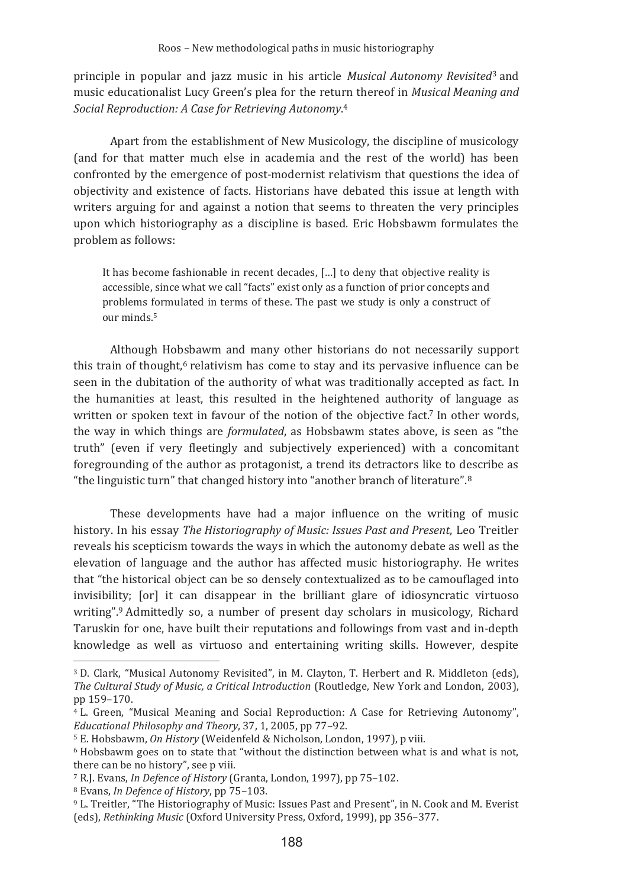principle in popular and jazz music in his article *Musical Autonomy Revisited*[3] and music educationalist Lucy Green's plea for the return thereof in *Musical Meaning and Social Reproduction: A Case for Retrieving Autonomy*.[4]

Apart from the establishment of New Musicology, the discipline of musicology (and for that matter much else in academia and the rest of the world) has been confronted by the emergence of post-modernist relativism that questions the idea of objectivity and existence of facts. Historians have debated this issue at length with writers arguing for and against a notion that seems to threaten the very principles upon which historiography as a discipline is based. Eric Hobsbawm formulates the problem as follows:

> It has become fashionable in recent decades, […] to deny that objective reality is accessible, since what we call "facts" exist only as a function of prior concepts and problems formulated in terms of these. The past we study is only a construct of our minds.[5]

Although Hobsbawm and many other historians do not necessarily support this train of thought,[6] relativism has come to stay and its pervasive influence can be seen in the dubitation of the authority of what was traditionally accepted as fact. In the humanities at least, this resulted in the heightened authority of language as written or spoken text in favour of the notion of the objective fact.[7] In other words, the way in which things are *formulated*, as Hobsbawm states above, is seen as "the truth" (even if very fleetingly and subjectively experienced) with a concomitant foregrounding of the author as protagonist, a trend its detractors like to describe as "the linguistic turn" that changed history into "another branch of literature".[8]

These developments have had a major influence on the writing of music history. In his essay *The Historiography of Music: Issues Past and Present*, Leo Treitler reveals his scepticism towards the ways in which the autonomy debate as well as the elevation of language and the author has affected music historiography. He writes that "the historical object can be so densely contextualized as to be camouflaged into invisibility; [or] it can disappear in the brilliant glare of idiosyncratic virtuoso writing".[9] Admittedly so, a number of present day scholars in musicology, Richard Taruskin for one, have built their reputations and followings from vast and in-depth knowledge as well as virtuoso and entertaining writing skills. However, despite

---

[3] D. Clark, "Musical Autonomy Revisited", in M. Clayton, T. Herbert and R. Middleton (eds), *The Cultural Study of Music, a Critical Introduction* (Routledge, New York and London, 2003), pp 159–170.

[4] L. Green, "Musical Meaning and Social Reproduction: A Case for Retrieving Autonomy", *Educational Philosophy and Theory*, 37, 1, 2005, pp 77–92.

[5] E. Hobsbawm, *On History* (Weidenfeld & Nicholson, London, 1997), p viii.

[6] Hobsbawm goes on to state that "without the distinction between what is and what is not, there can be no history", see p viii.

[7] R.J. Evans, *In Defence of History* (Granta, London, 1997), pp 75–102.

[8] Evans, *In Defence of History*, pp 75–103.

[9] L. Treitler, "The Historiography of Music: Issues Past and Present", in N. Cook and M. Everist (eds), *Rethinking Music* (Oxford University Press, Oxford, 1999), pp 356–377.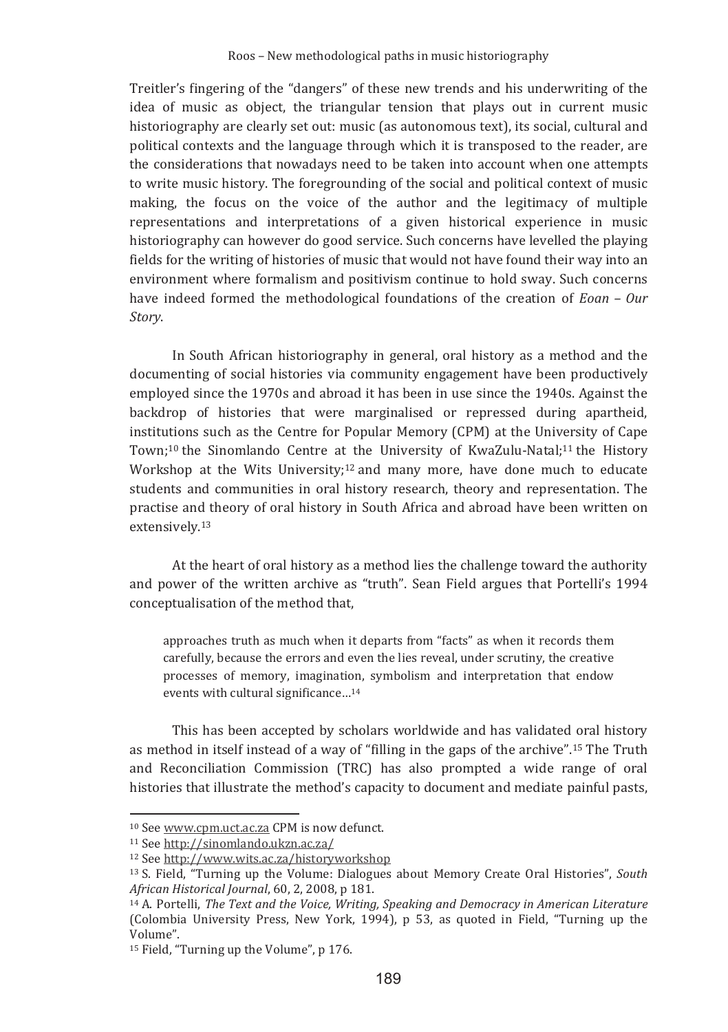Treitler's fingering of the "dangers" of these new trends and his underwriting of the idea of music as object, the triangular tension that plays out in current music historiography are clearly set out: music (as autonomous text), its social, cultural and political contexts and the language through which it is transposed to the reader, are the considerations that nowadays need to be taken into account when one attempts to write music history. The foregrounding of the social and political context of music making, the focus on the voice of the author and the legitimacy of multiple representations and interpretations of a given historical experience in music historiography can however do good service. Such concerns have levelled the playing fields for the writing of histories of music that would not have found their way into an environment where formalism and positivism continue to hold sway. Such concerns have indeed formed the methodological foundations of the creation of *Eoan – Our Story*.

In South African historiography in general, oral history as a method and the documenting of social histories via community engagement have been productively employed since the 1970s and abroad it has been in use since the 1940s. Against the backdrop of histories that were marginalised or repressed during apartheid, institutions such as the Centre for Popular Memory (CPM) at the University of Cape Town;[10] the Sinomlando Centre at the University of KwaZulu-Natal;[11] the History Workshop at the Wits University;[12] and many more, have done much to educate students and communities in oral history research, theory and representation. The practise and theory of oral history in South Africa and abroad have been written on extensively.[13]

At the heart of oral history as a method lies the challenge toward the authority and power of the written archive as "truth". Sean Field argues that Portelli's 1994 conceptualisation of the method that,

> approaches truth as much when it departs from "facts" as when it records them carefully, because the errors and even the lies reveal, under scrutiny, the creative processes of memory, imagination, symbolism and interpretation that endow events with cultural significance…[14]

This has been accepted by scholars worldwide and has validated oral history as method in itself instead of a way of "filling in the gaps of the archive".[15] The Truth and Reconciliation Commission (TRC) has also prompted a wide range of oral histories that illustrate the method's capacity to document and mediate painful pasts,

---

[10] See www.cpm.uct.ac.za CPM is now defunct.

[11] See http://sinomlando.ukzn.ac.za/

[12] See http://www.wits.ac.za/historyworkshop

[13] S. Field, "Turning up the Volume: Dialogues about Memory Create Oral Histories", *South African Historical Journal*, 60, 2, 2008, p 181.

[14] A. Portelli, *The Text and the Voice, Writing, Speaking and Democracy in American Literature* (Colombia University Press, New York, 1994), p 53, as quoted in Field, "Turning up the Volume".

[15] Field, "Turning up the Volume", p 176.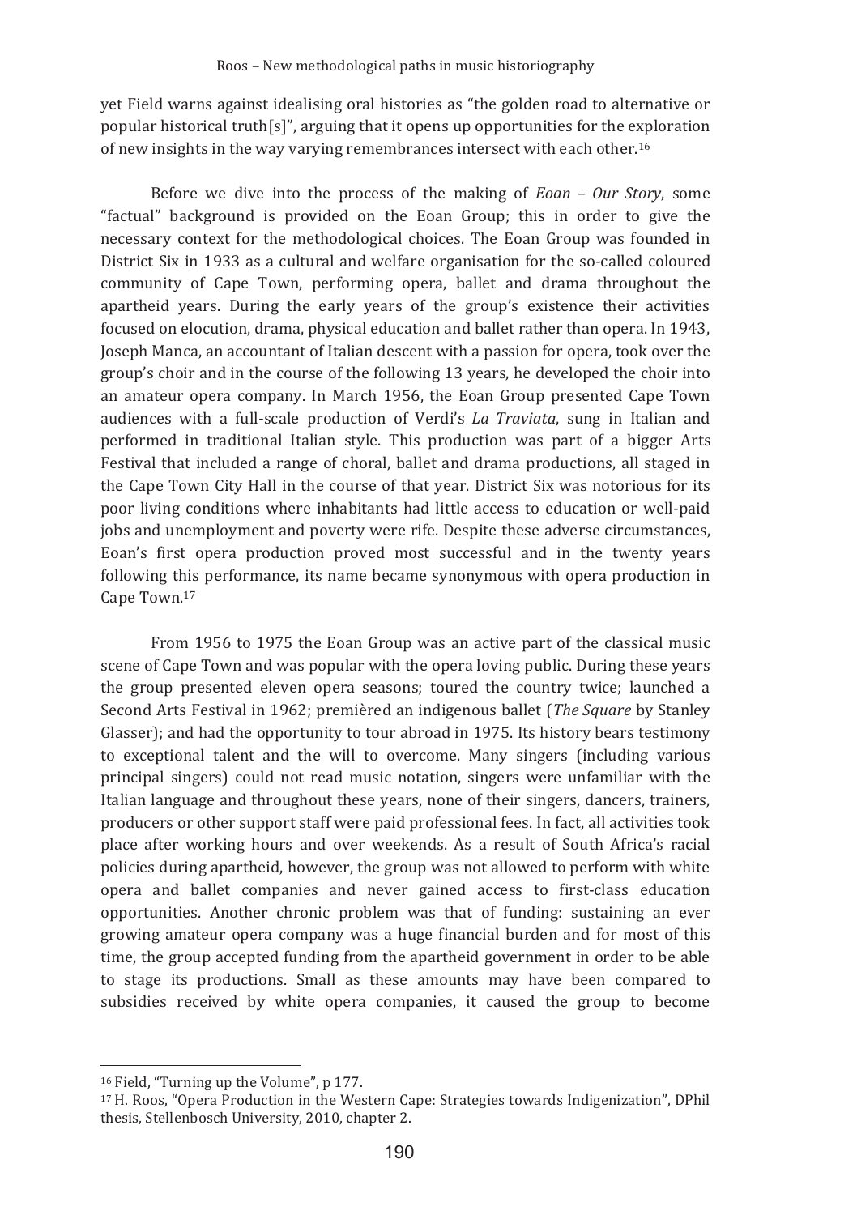yet Field warns against idealising oral histories as "the golden road to alternative or popular historical truth[s]", arguing that it opens up opportunities for the exploration of new insights in the way varying remembrances intersect with each other.[16]

Before we dive into the process of the making of *Eoan – Our Story*, some "factual" background is provided on the Eoan Group; this in order to give the necessary context for the methodological choices. The Eoan Group was founded in District Six in 1933 as a cultural and welfare organisation for the so-called coloured community of Cape Town, performing opera, ballet and drama throughout the apartheid years. During the early years of the group's existence their activities focused on elocution, drama, physical education and ballet rather than opera. In 1943, Joseph Manca, an accountant of Italian descent with a passion for opera, took over the group's choir and in the course of the following 13 years, he developed the choir into an amateur opera company. In March 1956, the Eoan Group presented Cape Town audiences with a full-scale production of Verdi's *La Traviata*, sung in Italian and performed in traditional Italian style. This production was part of a bigger Arts Festival that included a range of choral, ballet and drama productions, all staged in the Cape Town City Hall in the course of that year. District Six was notorious for its poor living conditions where inhabitants had little access to education or well-paid jobs and unemployment and poverty were rife. Despite these adverse circumstances, Eoan's first opera production proved most successful and in the twenty years following this performance, its name became synonymous with opera production in Cape Town.[17]

From 1956 to 1975 the Eoan Group was an active part of the classical music scene of Cape Town and was popular with the opera loving public. During these years the group presented eleven opera seasons; toured the country twice; launched a Second Arts Festival in 1962; premièred an indigenous ballet (*The Square* by Stanley Glasser); and had the opportunity to tour abroad in 1975. Its history bears testimony to exceptional talent and the will to overcome. Many singers (including various principal singers) could not read music notation, singers were unfamiliar with the Italian language and throughout these years, none of their singers, dancers, trainers, producers or other support staff were paid professional fees. In fact, all activities took place after working hours and over weekends. As a result of South Africa's racial policies during apartheid, however, the group was not allowed to perform with white opera and ballet companies and never gained access to first-class education opportunities. Another chronic problem was that of funding: sustaining an ever growing amateur opera company was a huge financial burden and for most of this time, the group accepted funding from the apartheid government in order to be able to stage its productions. Small as these amounts may have been compared to subsidies received by white opera companies, it caused the group to become

---

[16] Field, "Turning up the Volume", p 177.

[17] H. Roos, "Opera Production in the Western Cape: Strategies towards Indigenization", DPhil thesis, Stellenbosch University, 2010, chapter 2.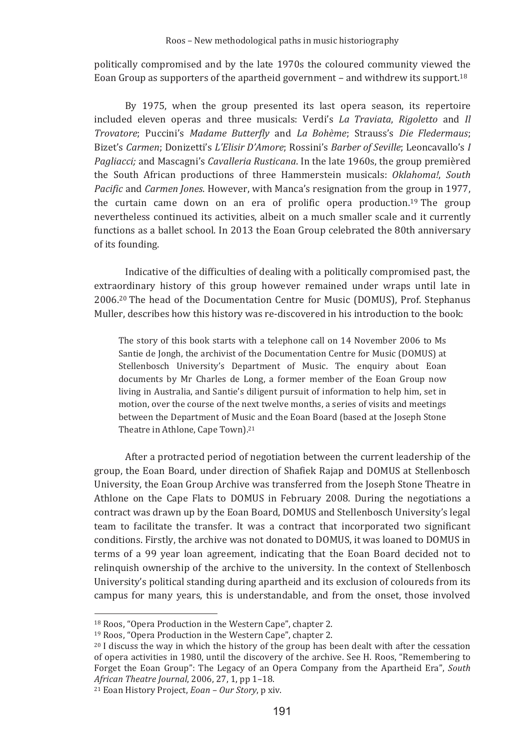politically compromised and by the late 1970s the coloured community viewed the Eoan Group as supporters of the apartheid government – and withdrew its support.[18]

By 1975, when the group presented its last opera season, its repertoire included eleven operas and three musicals: Verdi's *La Traviata*, *Rigoletto* and *Il Trovatore*; Puccini's *Madame Butterfly* and *La Bohème*; Strauss's *Die Fledermaus*; Bizet's *Carmen*; Donizetti's *L'Elisir D'Amore*; Rossini's *Barber of Seville*; Leoncavallo's *I Pagliacci;* and Mascagni's *Cavalleria Rusticana*. In the late 1960s, the group premièred the South African productions of three Hammerstein musicals: *Oklahoma!*, *South Pacific* and *Carmen Jones*. However, with Manca's resignation from the group in 1977, the curtain came down on an era of prolific opera production.[19] The group nevertheless continued its activities, albeit on a much smaller scale and it currently functions as a ballet school. In 2013 the Eoan Group celebrated the 80th anniversary of its founding.

Indicative of the difficulties of dealing with a politically compromised past, the extraordinary history of this group however remained under wraps until late in 2006.[20] The head of the Documentation Centre for Music (DOMUS), Prof. Stephanus Muller, describes how this history was re-discovered in his introduction to the book:

> The story of this book starts with a telephone call on 14 November 2006 to Ms Santie de Jongh, the archivist of the Documentation Centre for Music (DOMUS) at Stellenbosch University's Department of Music. The enquiry about Eoan documents by Mr Charles de Long, a former member of the Eoan Group now living in Australia, and Santie's diligent pursuit of information to help him, set in motion, over the course of the next twelve months, a series of visits and meetings between the Department of Music and the Eoan Board (based at the Joseph Stone Theatre in Athlone, Cape Town).[21]

After a protracted period of negotiation between the current leadership of the group, the Eoan Board, under direction of Shafiek Rajap and DOMUS at Stellenbosch University, the Eoan Group Archive was transferred from the Joseph Stone Theatre in Athlone on the Cape Flats to DOMUS in February 2008. During the negotiations a contract was drawn up by the Eoan Board, DOMUS and Stellenbosch University's legal team to facilitate the transfer. It was a contract that incorporated two significant conditions. Firstly, the archive was not donated to DOMUS, it was loaned to DOMUS in terms of a 99 year loan agreement, indicating that the Eoan Board decided not to relinquish ownership of the archive to the university. In the context of Stellenbosch University's political standing during apartheid and its exclusion of coloureds from its campus for many years, this is understandable, and from the onset, those involved

---

[18] Roos, "Opera Production in the Western Cape", chapter 2.

[19] Roos, "Opera Production in the Western Cape", chapter 2.

[20] I discuss the way in which the history of the group has been dealt with after the cessation of opera activities in 1980, until the discovery of the archive. See H. Roos, "Remembering to Forget the Eoan Group": The Legacy of an Opera Company from the Apartheid Era", *South African Theatre Journal*, 2006, 27, 1, pp 1–18.

[21] Eoan History Project, *Eoan – Our Story*, p xiv.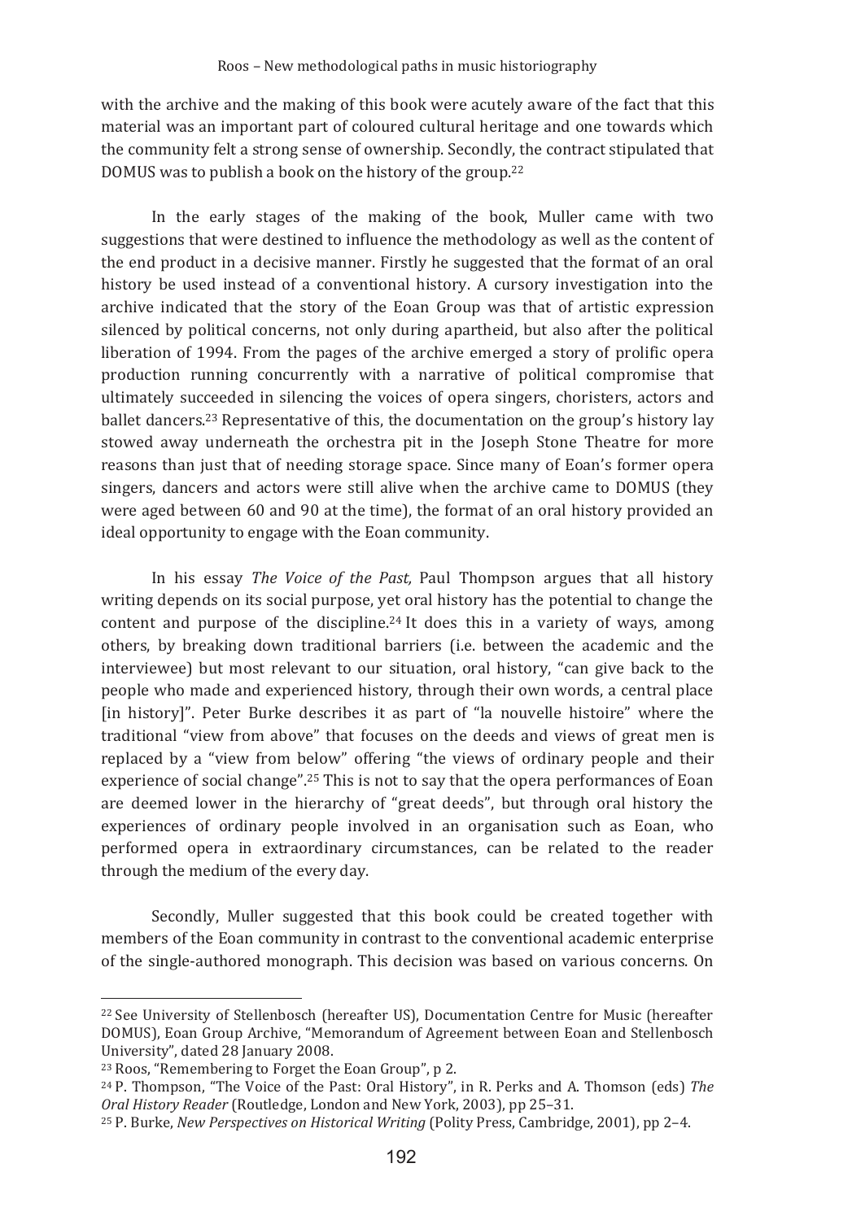with the archive and the making of this book were acutely aware of the fact that this material was an important part of coloured cultural heritage and one towards which the community felt a strong sense of ownership. Secondly, the contract stipulated that DOMUS was to publish a book on the history of the group.[22]

In the early stages of the making of the book, Muller came with two suggestions that were destined to influence the methodology as well as the content of the end product in a decisive manner. Firstly he suggested that the format of an oral history be used instead of a conventional history. A cursory investigation into the archive indicated that the story of the Eoan Group was that of artistic expression silenced by political concerns, not only during apartheid, but also after the political liberation of 1994. From the pages of the archive emerged a story of prolific opera production running concurrently with a narrative of political compromise that ultimately succeeded in silencing the voices of opera singers, choristers, actors and ballet dancers.[23] Representative of this, the documentation on the group's history lay stowed away underneath the orchestra pit in the Joseph Stone Theatre for more reasons than just that of needing storage space. Since many of Eoan's former opera singers, dancers and actors were still alive when the archive came to DOMUS (they were aged between 60 and 90 at the time), the format of an oral history provided an ideal opportunity to engage with the Eoan community.

In his essay *The Voice of the Past,* Paul Thompson argues that all history writing depends on its social purpose, yet oral history has the potential to change the content and purpose of the discipline.[24] It does this in a variety of ways, among others, by breaking down traditional barriers (i.e. between the academic and the interviewee) but most relevant to our situation, oral history, "can give back to the people who made and experienced history, through their own words, a central place [in history]". Peter Burke describes it as part of "la nouvelle histoire" where the traditional "view from above" that focuses on the deeds and views of great men is replaced by a "view from below" offering "the views of ordinary people and their experience of social change".[25] This is not to say that the opera performances of Eoan are deemed lower in the hierarchy of "great deeds", but through oral history the experiences of ordinary people involved in an organisation such as Eoan, who performed opera in extraordinary circumstances, can be related to the reader through the medium of the every day.

Secondly, Muller suggested that this book could be created together with members of the Eoan community in contrast to the conventional academic enterprise of the single-authored monograph. This decision was based on various concerns. On

---

[22] See University of Stellenbosch (hereafter US), Documentation Centre for Music (hereafter DOMUS), Eoan Group Archive, "Memorandum of Agreement between Eoan and Stellenbosch University", dated 28 January 2008.

[23] Roos, "Remembering to Forget the Eoan Group", p 2.

[24] P. Thompson, "The Voice of the Past: Oral History", in R. Perks and A. Thomson (eds) *The Oral History Reader* (Routledge, London and New York, 2003), pp 25–31.

[25] P. Burke, *New Perspectives on Historical Writing* (Polity Press, Cambridge, 2001), pp 2–4.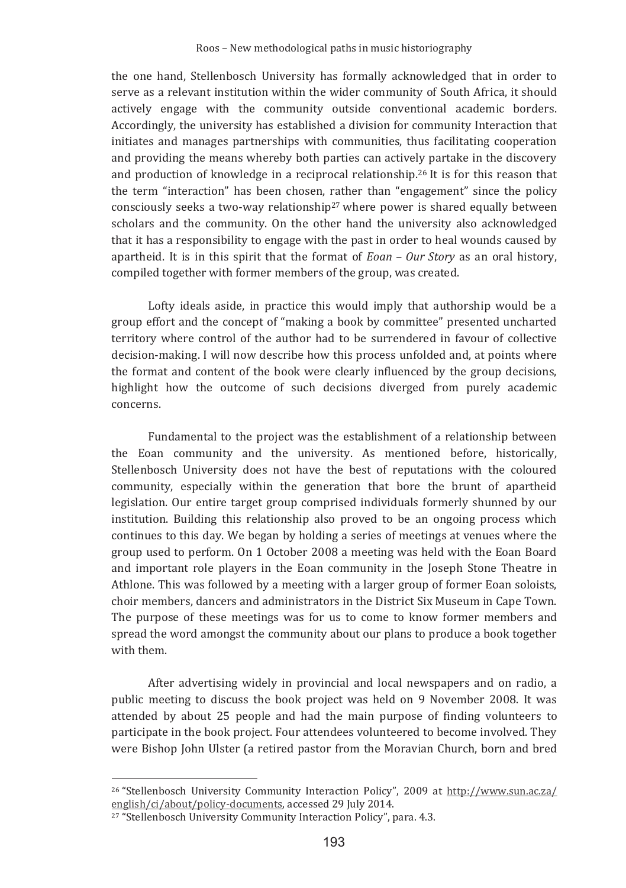the one hand, Stellenbosch University has formally acknowledged that in order to serve as a relevant institution within the wider community of South Africa, it should actively engage with the community outside conventional academic borders. Accordingly, the university has established a division for community Interaction that initiates and manages partnerships with communities, thus facilitating cooperation and providing the means whereby both parties can actively partake in the discovery and production of knowledge in a reciprocal relationship.[26] It is for this reason that the term "interaction" has been chosen, rather than "engagement" since the policy consciously seeks a two-way relationship[27] where power is shared equally between scholars and the community. On the other hand the university also acknowledged that it has a responsibility to engage with the past in order to heal wounds caused by apartheid. It is in this spirit that the format of *Eoan – Our Story* as an oral history, compiled together with former members of the group, was created.

Lofty ideals aside, in practice this would imply that authorship would be a group effort and the concept of "making a book by committee" presented uncharted territory where control of the author had to be surrendered in favour of collective decision-making. I will now describe how this process unfolded and, at points where the format and content of the book were clearly influenced by the group decisions, highlight how the outcome of such decisions diverged from purely academic concerns.

Fundamental to the project was the establishment of a relationship between the Eoan community and the university. As mentioned before, historically, Stellenbosch University does not have the best of reputations with the coloured community, especially within the generation that bore the brunt of apartheid legislation. Our entire target group comprised individuals formerly shunned by our institution. Building this relationship also proved to be an ongoing process which continues to this day. We began by holding a series of meetings at venues where the group used to perform. On 1 October 2008 a meeting was held with the Eoan Board and important role players in the Eoan community in the Joseph Stone Theatre in Athlone. This was followed by a meeting with a larger group of former Eoan soloists, choir members, dancers and administrators in the District Six Museum in Cape Town. The purpose of these meetings was for us to come to know former members and spread the word amongst the community about our plans to produce a book together with them.

After advertising widely in provincial and local newspapers and on radio, a public meeting to discuss the book project was held on 9 November 2008. It was attended by about 25 people and had the main purpose of finding volunteers to participate in the book project. Four attendees volunteered to become involved. They were Bishop John Ulster (a retired pastor from the Moravian Church, born and bred

---

[26] "Stellenbosch University Community Interaction Policy", 2009 at http://www.sun.ac.za/english/ci/about/policy-documents, accessed 29 July 2014.

[27] "Stellenbosch University Community Interaction Policy", para. 4.3.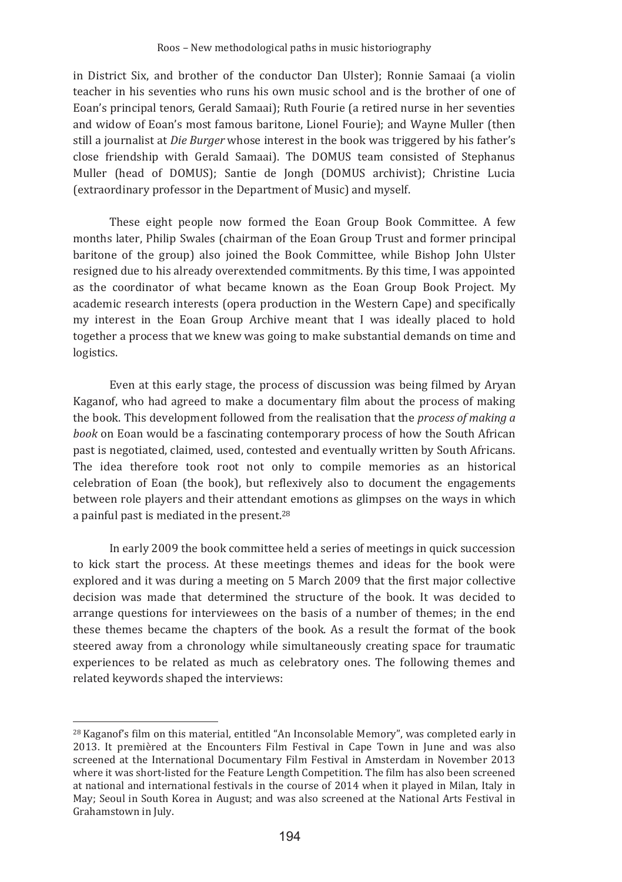in District Six, and brother of the conductor Dan Ulster); Ronnie Samaai (a violin teacher in his seventies who runs his own music school and is the brother of one of Eoan's principal tenors, Gerald Samaai); Ruth Fourie (a retired nurse in her seventies and widow of Eoan's most famous baritone, Lionel Fourie); and Wayne Muller (then still a journalist at *Die Burger* whose interest in the book was triggered by his father's close friendship with Gerald Samaai). The DOMUS team consisted of Stephanus Muller (head of DOMUS); Santie de Jongh (DOMUS archivist); Christine Lucia (extraordinary professor in the Department of Music) and myself.

These eight people now formed the Eoan Group Book Committee. A few months later, Philip Swales (chairman of the Eoan Group Trust and former principal baritone of the group) also joined the Book Committee, while Bishop John Ulster resigned due to his already overextended commitments. By this time, I was appointed as the coordinator of what became known as the Eoan Group Book Project. My academic research interests (opera production in the Western Cape) and specifically my interest in the Eoan Group Archive meant that I was ideally placed to hold together a process that we knew was going to make substantial demands on time and logistics.

Even at this early stage, the process of discussion was being filmed by Aryan Kaganof, who had agreed to make a documentary film about the process of making the book. This development followed from the realisation that the *process of making a book* on Eoan would be a fascinating contemporary process of how the South African past is negotiated, claimed, used, contested and eventually written by South Africans. The idea therefore took root not only to compile memories as an historical celebration of Eoan (the book), but reflexively also to document the engagements between role players and their attendant emotions as glimpses on the ways in which a painful past is mediated in the present.[28]

In early 2009 the book committee held a series of meetings in quick succession to kick start the process. At these meetings themes and ideas for the book were explored and it was during a meeting on 5 March 2009 that the first major collective decision was made that determined the structure of the book. It was decided to arrange questions for interviewees on the basis of a number of themes; in the end these themes became the chapters of the book. As a result the format of the book steered away from a chronology while simultaneously creating space for traumatic experiences to be related as much as celebratory ones. The following themes and related keywords shaped the interviews:

---

[28] Kaganof's film on this material, entitled "An Inconsolable Memory", was completed early in 2013. It premièred at the Encounters Film Festival in Cape Town in June and was also screened at the International Documentary Film Festival in Amsterdam in November 2013 where it was short-listed for the Feature Length Competition. The film has also been screened at national and international festivals in the course of 2014 when it played in Milan, Italy in May; Seoul in South Korea in August; and was also screened at the National Arts Festival in Grahamstown in July.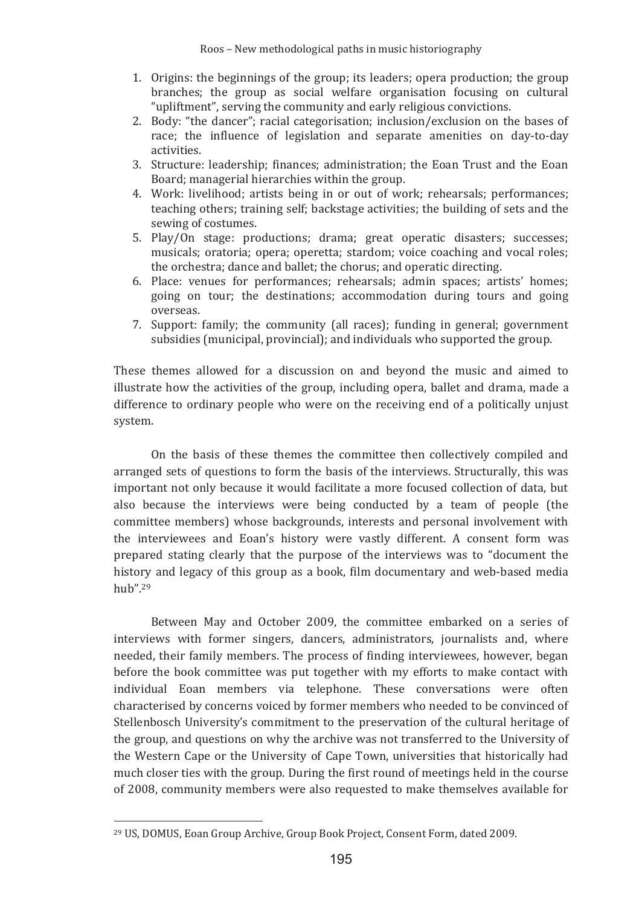1. Origins: the beginnings of the group; its leaders; opera production; the group branches; the group as social welfare organisation focusing on cultural "upliftment", serving the community and early religious convictions.
2. Body: "the dancer"; racial categorisation; inclusion/exclusion on the bases of race; the influence of legislation and separate amenities on day-to-day activities.
3. Structure: leadership; finances; administration; the Eoan Trust and the Eoan Board; managerial hierarchies within the group.
4. Work: livelihood; artists being in or out of work; rehearsals; performances; teaching others; training self; backstage activities; the building of sets and the sewing of costumes.
5. Play/On stage: productions; drama; great operatic disasters; successes; musicals; oratoria; opera; operetta; stardom; voice coaching and vocal roles; the orchestra; dance and ballet; the chorus; and operatic directing.
6. Place: venues for performances; rehearsals; admin spaces; artists' homes; going on tour; the destinations; accommodation during tours and going overseas.
7. Support: family; the community (all races); funding in general; government subsidies (municipal, provincial); and individuals who supported the group.

These themes allowed for a discussion on and beyond the music and aimed to illustrate how the activities of the group, including opera, ballet and drama, made a difference to ordinary people who were on the receiving end of a politically unjust system.

On the basis of these themes the committee then collectively compiled and arranged sets of questions to form the basis of the interviews. Structurally, this was important not only because it would facilitate a more focused collection of data, but also because the interviews were being conducted by a team of people (the committee members) whose backgrounds, interests and personal involvement with the interviewees and Eoan's history were vastly different. A consent form was prepared stating clearly that the purpose of the interviews was to "document the history and legacy of this group as a book, film documentary and web-based media hub".[29]

Between May and October 2009, the committee embarked on a series of interviews with former singers, dancers, administrators, journalists and, where needed, their family members. The process of finding interviewees, however, began before the book committee was put together with my efforts to make contact with individual Eoan members via telephone. These conversations were often characterised by concerns voiced by former members who needed to be convinced of Stellenbosch University's commitment to the preservation of the cultural heritage of the group, and questions on why the archive was not transferred to the University of the Western Cape or the University of Cape Town, universities that historically had much closer ties with the group. During the first round of meetings held in the course of 2008, community members were also requested to make themselves available for

[29] US, DOMUS, Eoan Group Archive, Group Book Project, Consent Form, dated 2009.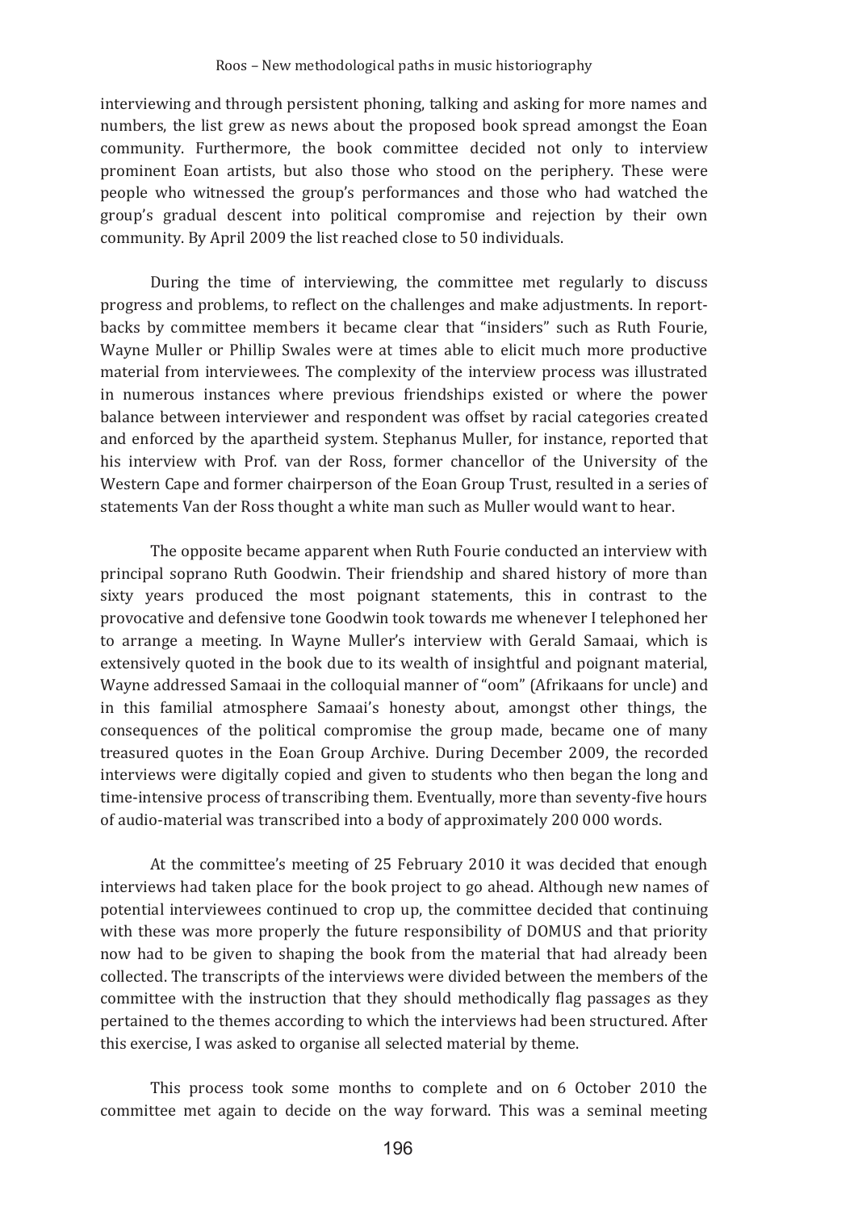interviewing and through persistent phoning, talking and asking for more names and numbers, the list grew as news about the proposed book spread amongst the Eoan community. Furthermore, the book committee decided not only to interview prominent Eoan artists, but also those who stood on the periphery. These were people who witnessed the group's performances and those who had watched the group's gradual descent into political compromise and rejection by their own community. By April 2009 the list reached close to 50 individuals.

During the time of interviewing, the committee met regularly to discuss progress and problems, to reflect on the challenges and make adjustments. In report-backs by committee members it became clear that "insiders" such as Ruth Fourie, Wayne Muller or Phillip Swales were at times able to elicit much more productive material from interviewees. The complexity of the interview process was illustrated in numerous instances where previous friendships existed or where the power balance between interviewer and respondent was offset by racial categories created and enforced by the apartheid system. Stephanus Muller, for instance, reported that his interview with Prof. van der Ross, former chancellor of the University of the Western Cape and former chairperson of the Eoan Group Trust, resulted in a series of statements Van der Ross thought a white man such as Muller would want to hear.

The opposite became apparent when Ruth Fourie conducted an interview with principal soprano Ruth Goodwin. Their friendship and shared history of more than sixty years produced the most poignant statements, this in contrast to the provocative and defensive tone Goodwin took towards me whenever I telephoned her to arrange a meeting. In Wayne Muller's interview with Gerald Samaai, which is extensively quoted in the book due to its wealth of insightful and poignant material, Wayne addressed Samaai in the colloquial manner of "oom" (Afrikaans for uncle) and in this familial atmosphere Samaai's honesty about, amongst other things, the consequences of the political compromise the group made, became one of many treasured quotes in the Eoan Group Archive. During December 2009, the recorded interviews were digitally copied and given to students who then began the long and time-intensive process of transcribing them. Eventually, more than seventy-five hours of audio-material was transcribed into a body of approximately 200 000 words.

At the committee's meeting of 25 February 2010 it was decided that enough interviews had taken place for the book project to go ahead. Although new names of potential interviewees continued to crop up, the committee decided that continuing with these was more properly the future responsibility of DOMUS and that priority now had to be given to shaping the book from the material that had already been collected. The transcripts of the interviews were divided between the members of the committee with the instruction that they should methodically flag passages as they pertained to the themes according to which the interviews had been structured. After this exercise, I was asked to organise all selected material by theme.

This process took some months to complete and on 6 October 2010 the committee met again to decide on the way forward. This was a seminal meeting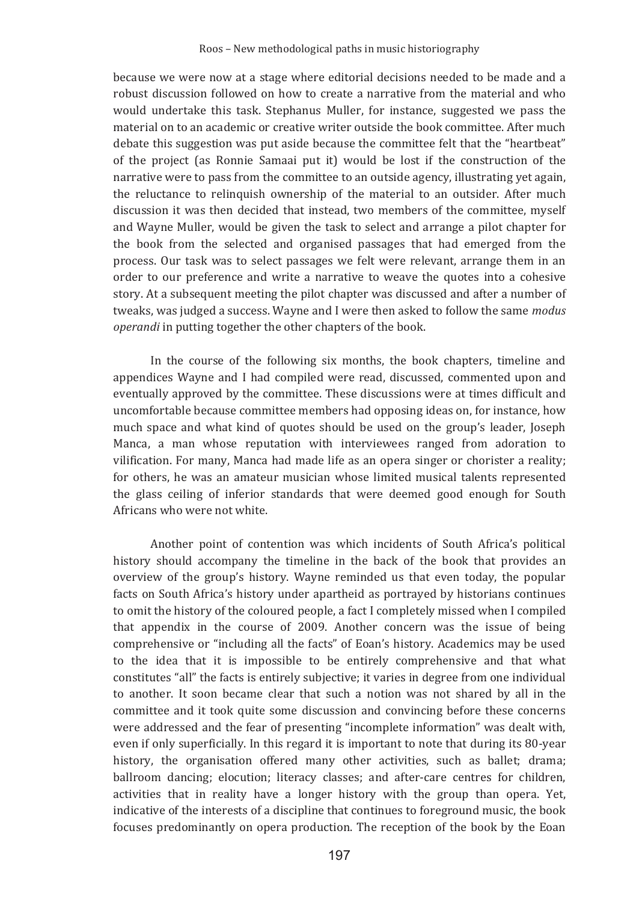because we were now at a stage where editorial decisions needed to be made and a robust discussion followed on how to create a narrative from the material and who would undertake this task. Stephanus Muller, for instance, suggested we pass the material on to an academic or creative writer outside the book committee. After much debate this suggestion was put aside because the committee felt that the "heartbeat" of the project (as Ronnie Samaai put it) would be lost if the construction of the narrative were to pass from the committee to an outside agency, illustrating yet again, the reluctance to relinquish ownership of the material to an outsider. After much discussion it was then decided that instead, two members of the committee, myself and Wayne Muller, would be given the task to select and arrange a pilot chapter for the book from the selected and organised passages that had emerged from the process. Our task was to select passages we felt were relevant, arrange them in an order to our preference and write a narrative to weave the quotes into a cohesive story. At a subsequent meeting the pilot chapter was discussed and after a number of tweaks, was judged a success. Wayne and I were then asked to follow the same *modus operandi* in putting together the other chapters of the book.

In the course of the following six months, the book chapters, timeline and appendices Wayne and I had compiled were read, discussed, commented upon and eventually approved by the committee. These discussions were at times difficult and uncomfortable because committee members had opposing ideas on, for instance, how much space and what kind of quotes should be used on the group's leader, Joseph Manca, a man whose reputation with interviewees ranged from adoration to vilification. For many, Manca had made life as an opera singer or chorister a reality; for others, he was an amateur musician whose limited musical talents represented the glass ceiling of inferior standards that were deemed good enough for South Africans who were not white.

Another point of contention was which incidents of South Africa's political history should accompany the timeline in the back of the book that provides an overview of the group's history. Wayne reminded us that even today, the popular facts on South Africa's history under apartheid as portrayed by historians continues to omit the history of the coloured people, a fact I completely missed when I compiled that appendix in the course of 2009. Another concern was the issue of being comprehensive or "including all the facts" of Eoan's history. Academics may be used to the idea that it is impossible to be entirely comprehensive and that what constitutes "all" the facts is entirely subjective; it varies in degree from one individual to another. It soon became clear that such a notion was not shared by all in the committee and it took quite some discussion and convincing before these concerns were addressed and the fear of presenting "incomplete information" was dealt with, even if only superficially. In this regard it is important to note that during its 80-year history, the organisation offered many other activities, such as ballet; drama; ballroom dancing; elocution; literacy classes; and after-care centres for children, activities that in reality have a longer history with the group than opera. Yet, indicative of the interests of a discipline that continues to foreground music, the book focuses predominantly on opera production. The reception of the book by the Eoan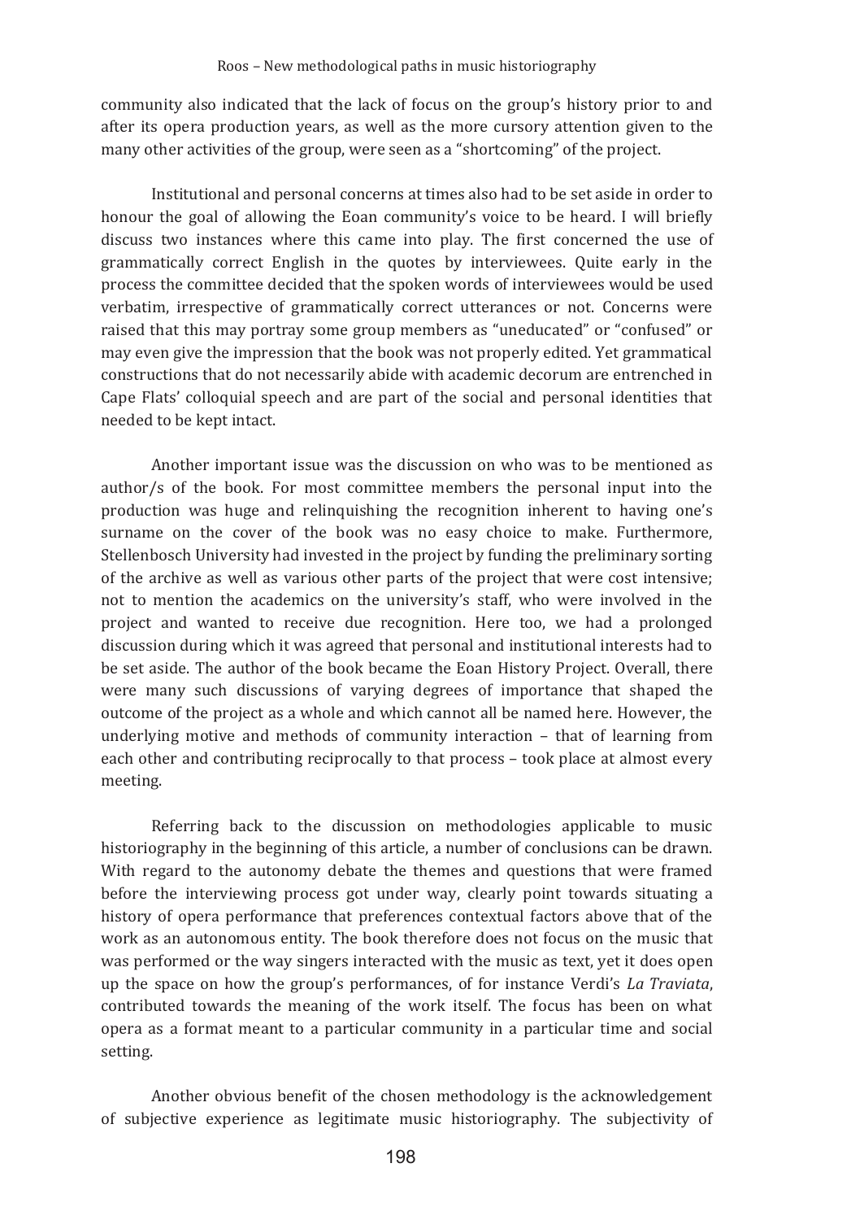community also indicated that the lack of focus on the group's history prior to and after its opera production years, as well as the more cursory attention given to the many other activities of the group, were seen as a "shortcoming" of the project.

Institutional and personal concerns at times also had to be set aside in order to honour the goal of allowing the Eoan community's voice to be heard. I will briefly discuss two instances where this came into play. The first concerned the use of grammatically correct English in the quotes by interviewees. Quite early in the process the committee decided that the spoken words of interviewees would be used verbatim, irrespective of grammatically correct utterances or not. Concerns were raised that this may portray some group members as "uneducated" or "confused" or may even give the impression that the book was not properly edited. Yet grammatical constructions that do not necessarily abide with academic decorum are entrenched in Cape Flats' colloquial speech and are part of the social and personal identities that needed to be kept intact.

Another important issue was the discussion on who was to be mentioned as author/s of the book. For most committee members the personal input into the production was huge and relinquishing the recognition inherent to having one's surname on the cover of the book was no easy choice to make. Furthermore, Stellenbosch University had invested in the project by funding the preliminary sorting of the archive as well as various other parts of the project that were cost intensive; not to mention the academics on the university's staff, who were involved in the project and wanted to receive due recognition. Here too, we had a prolonged discussion during which it was agreed that personal and institutional interests had to be set aside. The author of the book became the Eoan History Project. Overall, there were many such discussions of varying degrees of importance that shaped the outcome of the project as a whole and which cannot all be named here. However, the underlying motive and methods of community interaction – that of learning from each other and contributing reciprocally to that process – took place at almost every meeting.

Referring back to the discussion on methodologies applicable to music historiography in the beginning of this article, a number of conclusions can be drawn. With regard to the autonomy debate the themes and questions that were framed before the interviewing process got under way, clearly point towards situating a history of opera performance that preferences contextual factors above that of the work as an autonomous entity. The book therefore does not focus on the music that was performed or the way singers interacted with the music as text, yet it does open up the space on how the group's performances, of for instance Verdi's *La Traviata*, contributed towards the meaning of the work itself. The focus has been on what opera as a format meant to a particular community in a particular time and social setting.

Another obvious benefit of the chosen methodology is the acknowledgement of subjective experience as legitimate music historiography. The subjectivity of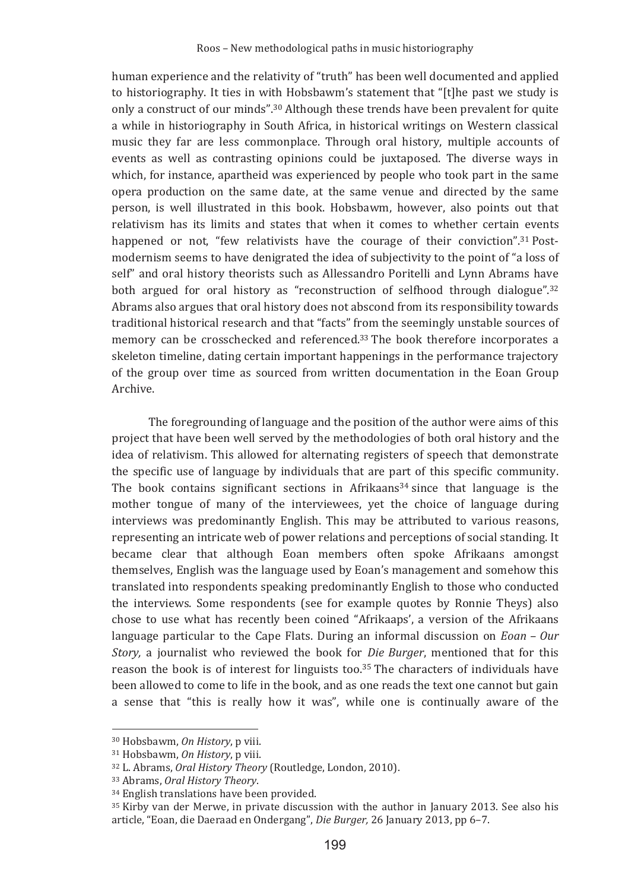human experience and the relativity of "truth" has been well documented and applied to historiography. It ties in with Hobsbawm's statement that "[t]he past we study is only a construct of our minds".[30] Although these trends have been prevalent for quite a while in historiography in South Africa, in historical writings on Western classical music they far are less commonplace. Through oral history, multiple accounts of events as well as contrasting opinions could be juxtaposed. The diverse ways in which, for instance, apartheid was experienced by people who took part in the same opera production on the same date, at the same venue and directed by the same person, is well illustrated in this book. Hobsbawm, however, also points out that relativism has its limits and states that when it comes to whether certain events happened or not, "few relativists have the courage of their conviction".[31] Post-modernism seems to have denigrated the idea of subjectivity to the point of "a loss of self" and oral history theorists such as Allessandro Poritelli and Lynn Abrams have both argued for oral history as "reconstruction of selfhood through dialogue".[32] Abrams also argues that oral history does not abscond from its responsibility towards traditional historical research and that "facts" from the seemingly unstable sources of memory can be crosschecked and referenced.[33] The book therefore incorporates a skeleton timeline, dating certain important happenings in the performance trajectory of the group over time as sourced from written documentation in the Eoan Group Archive.

The foregrounding of language and the position of the author were aims of this project that have been well served by the methodologies of both oral history and the idea of relativism. This allowed for alternating registers of speech that demonstrate the specific use of language by individuals that are part of this specific community. The book contains significant sections in Afrikaans[34] since that language is the mother tongue of many of the interviewees, yet the choice of language during interviews was predominantly English. This may be attributed to various reasons, representing an intricate web of power relations and perceptions of social standing. It became clear that although Eoan members often spoke Afrikaans amongst themselves, English was the language used by Eoan's management and somehow this translated into respondents speaking predominantly English to those who conducted the interviews. Some respondents (see for example quotes by Ronnie Theys) also chose to use what has recently been coined "Afrikaaps', a version of the Afrikaans language particular to the Cape Flats. During an informal discussion on *Eoan – Our Story*, a journalist who reviewed the book for *Die Burger*, mentioned that for this reason the book is of interest for linguists too.[35] The characters of individuals have been allowed to come to life in the book, and as one reads the text one cannot but gain a sense that "this is really how it was", while one is continually aware of the

---

[30] Hobsbawm, *On History*, p viii.

[31] Hobsbawm, *On History*, p viii.

[32] L. Abrams, *Oral History Theory* (Routledge, London, 2010).

[33] Abrams, *Oral History Theory*.

[34] English translations have been provided.

[35] Kirby van der Merwe, in private discussion with the author in January 2013. See also his article, "Eoan, die Daeraad en Ondergang", *Die Burger*, 26 January 2013, pp 6–7.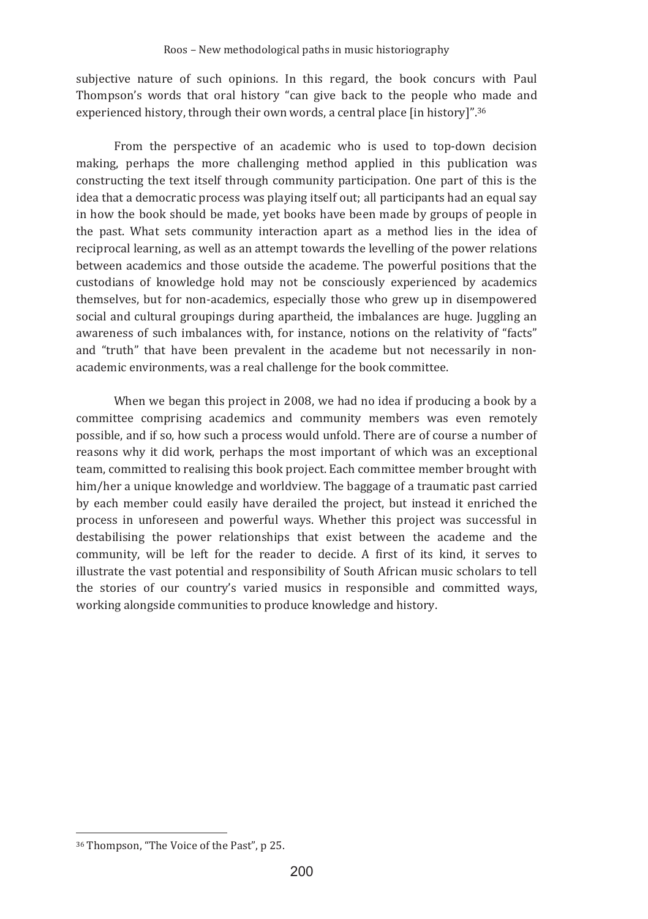subjective nature of such opinions. In this regard, the book concurs with Paul Thompson's words that oral history "can give back to the people who made and experienced history, through their own words, a central place [in history]".[36]

From the perspective of an academic who is used to top-down decision making, perhaps the more challenging method applied in this publication was constructing the text itself through community participation. One part of this is the idea that a democratic process was playing itself out; all participants had an equal say in how the book should be made, yet books have been made by groups of people in the past. What sets community interaction apart as a method lies in the idea of reciprocal learning, as well as an attempt towards the levelling of the power relations between academics and those outside the academe. The powerful positions that the custodians of knowledge hold may not be consciously experienced by academics themselves, but for non-academics, especially those who grew up in disempowered social and cultural groupings during apartheid, the imbalances are huge. Juggling an awareness of such imbalances with, for instance, notions on the relativity of "facts" and "truth" that have been prevalent in the academe but not necessarily in non-academic environments, was a real challenge for the book committee.

When we began this project in 2008, we had no idea if producing a book by a committee comprising academics and community members was even remotely possible, and if so, how such a process would unfold. There are of course a number of reasons why it did work, perhaps the most important of which was an exceptional team, committed to realising this book project. Each committee member brought with him/her a unique knowledge and worldview. The baggage of a traumatic past carried by each member could easily have derailed the project, but instead it enriched the process in unforeseen and powerful ways. Whether this project was successful in destabilising the power relationships that exist between the academe and the community, will be left for the reader to decide. A first of its kind, it serves to illustrate the vast potential and responsibility of South African music scholars to tell the stories of our country's varied musics in responsible and committed ways, working alongside communities to produce knowledge and history.

---

[36] Thompson, "The Voice of the Past", p 25.